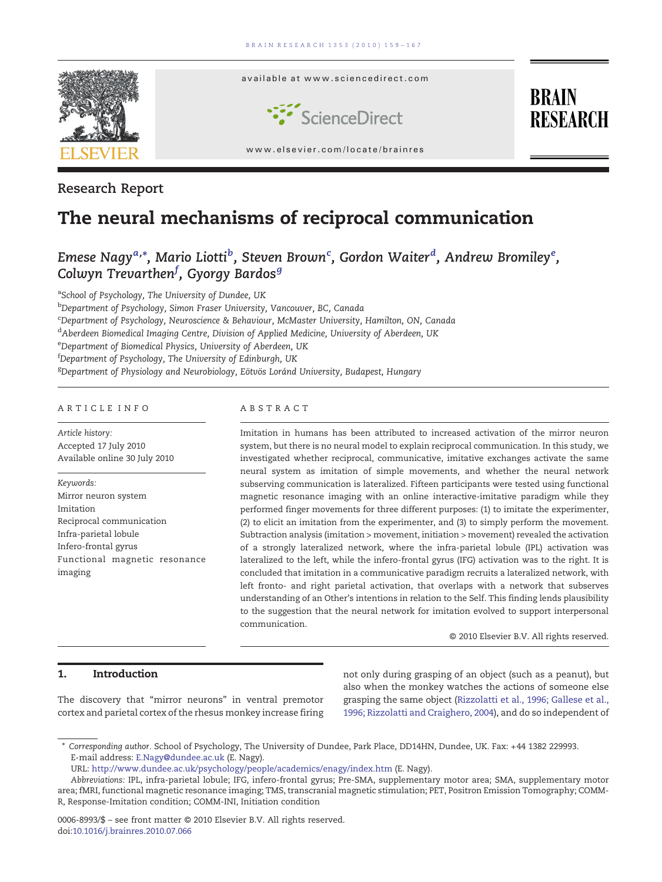Research Report

# The neural mechanisms of reciprocal communication

*Emese Nagy*[a,*], *Mario Liotti*[b], *Steven Brown*[c], *Gordon Waiter*[d], *Andrew Bromiley*[e], *Colwyn Trevarthen*[f], *Gyorgy Bardos*[g]

[a]*School of Psychology, The University of Dundee, UK*
[b]*Department of Psychology, Simon Fraser University, Vancouver, BC, Canada*
[c]*Department of Psychology, Neuroscience & Behaviour, McMaster University, Hamilton, ON, Canada*
[d]*Aberdeen Biomedical Imaging Centre, Division of Applied Medicine, University of Aberdeen, UK*
[e]*Department of Biomedical Physics, University of Aberdeen, UK*
[f]*Department of Psychology, The University of Edinburgh, UK*
[g]*Department of Physiology and Neurobiology, Eötvös Loránd University, Budapest, Hungary*

## ARTICLE INFO

*Article history:*
Accepted 17 July 2010
Available online 30 July 2010

*Keywords:*
Mirror neuron system
Imitation
Reciprocal communication
Infra-parietal lobule
Infero-frontal gyrus
Functional magnetic resonance imaging

## ABSTRACT

Imitation in humans has been attributed to increased activation of the mirror neuron system, but there is no neural model to explain reciprocal communication. In this study, we investigated whether reciprocal, communicative, imitative exchanges activate the same neural system as imitation of simple movements, and whether the neural network subserving communication is lateralized. Fifteen participants were tested using functional magnetic resonance imaging with an online interactive-imitative paradigm while they performed finger movements for three different purposes: (1) to imitate the experimenter, (2) to elicit an imitation from the experimenter, and (3) to simply perform the movement. Subtraction analysis (imitation > movement, initiation > movement) revealed the activation of a strongly lateralized network, where the infra-parietal lobule (IPL) activation was lateralized to the left, while the infero-frontal gyrus (IFG) activation was to the right. It is concluded that imitation in a communicative paradigm recruits a lateralized network, with left fronto- and right parietal activation, that overlaps with a network that subserves understanding of an Other's intentions in relation to the Self. This finding lends plausibility to the suggestion that the neural network for imitation evolved to support interpersonal communication.

© 2010 Elsevier B.V. All rights reserved.

## 1. Introduction

The discovery that "mirror neurons" in ventral premotor cortex and parietal cortex of the rhesus monkey increase firing not only during grasping of an object (such as a peanut), but also when the monkey watches the actions of someone else grasping the same object (Rizzolatti et al., 1996; Gallese et al., 1996; Rizzolatti and Craighero, 2004), and do so independent of

---

* Corresponding author. School of Psychology, The University of Dundee, Park Place, DD14HN, Dundee, UK. Fax: +44 1382 229993.
E-mail address: E.Nagy@dundee.ac.uk (E. Nagy).
URL: http://www.dundee.ac.uk/psychology/people/academics/enagy/index.htm (E. Nagy).

*Abbreviations:* IPL, infra-parietal lobule; IFG, infero-frontal gyrus; Pre-SMA, supplementary motor area; SMA, supplementary motor area; fMRI, functional magnetic resonance imaging; TMS, transcranial magnetic stimulation; PET, Positron Emission Tomography; COMM-R, Response-Imitation condition; COMM-INI, Initiation condition

0006-8993/$ – see front matter © 2010 Elsevier B.V. All rights reserved.
doi:10.1016/j.brainres.2010.07.066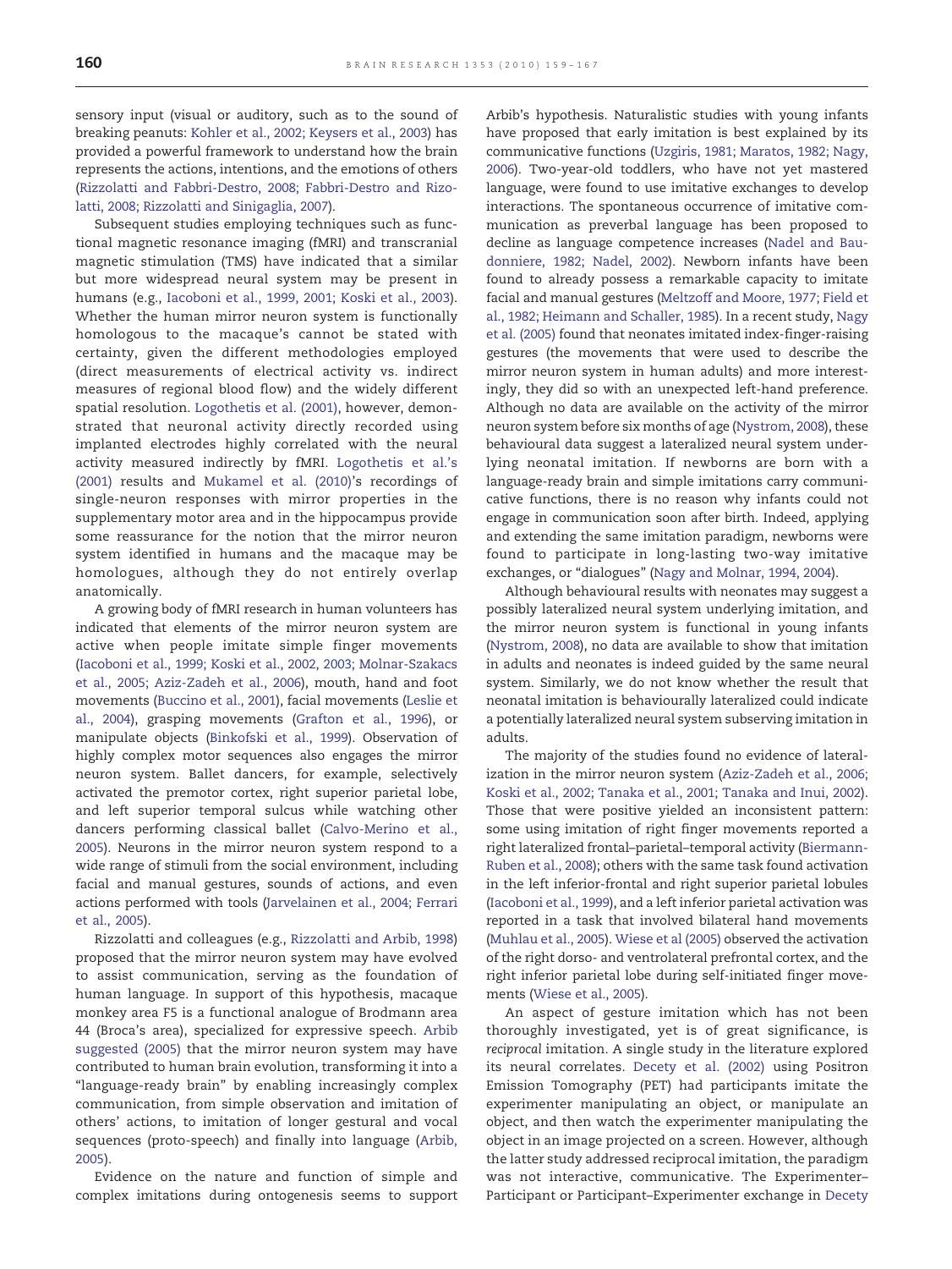sensory input (visual or auditory, such as to the sound of breaking peanuts: Kohler et al., 2002; Keysers et al., 2003) has provided a powerful framework to understand how the brain represents the actions, intentions, and the emotions of others (Rizzolatti and Fabbri-Destro, 2008; Fabbri-Destro and Rizzolatti, 2008; Rizzolatti and Sinigaglia, 2007).

Subsequent studies employing techniques such as functional magnetic resonance imaging (fMRI) and transcranial magnetic stimulation (TMS) have indicated that a similar but more widespread neural system may be present in humans (e.g., Iacoboni et al., 1999, 2001; Koski et al., 2003). Whether the human mirror neuron system is functionally homologous to the macaque's cannot be stated with certainty, given the different methodologies employed (direct measurements of electrical activity vs. indirect measures of regional blood flow) and the widely different spatial resolution. Logothetis et al. (2001), however, demonstrated that neuronal activity directly recorded using implanted electrodes highly correlated with the neural activity measured indirectly by fMRI. Logothetis et al.'s (2001) results and Mukamel et al. (2010)'s recordings of single-neuron responses with mirror properties in the supplementary motor area and in the hippocampus provide some reassurance for the notion that the mirror neuron system identified in humans and the macaque may be homologues, although they do not entirely overlap anatomically.

A growing body of fMRI research in human volunteers has indicated that elements of the mirror neuron system are active when people imitate simple finger movements (Iacoboni et al., 1999; Koski et al., 2002, 2003; Molnar-Szakacs et al., 2005; Aziz-Zadeh et al., 2006), mouth, hand and foot movements (Buccino et al., 2001), facial movements (Leslie et al., 2004), grasping movements (Grafton et al., 1996), or manipulate objects (Binkofski et al., 1999). Observation of highly complex motor sequences also engages the mirror neuron system. Ballet dancers, for example, selectively activated the premotor cortex, right superior parietal lobe, and left superior temporal sulcus while watching other dancers performing classical ballet (Calvo-Merino et al., 2005). Neurons in the mirror neuron system respond to a wide range of stimuli from the social environment, including facial and manual gestures, sounds of actions, and even actions performed with tools (Jarvelainen et al., 2004; Ferrari et al., 2005).

Rizzolatti and colleagues (e.g., Rizzolatti and Arbib, 1998) proposed that the mirror neuron system may have evolved to assist communication, serving as the foundation of human language. In support of this hypothesis, macaque monkey area F5 is a functional analogue of Brodmann area 44 (Broca's area), specialized for expressive speech. Arbib suggested (2005) that the mirror neuron system may have contributed to human brain evolution, transforming it into a "language-ready brain" by enabling increasingly complex communication, from simple observation and imitation of others' actions, to imitation of longer gestural and vocal sequences (proto-speech) and finally into language (Arbib, 2005).

Evidence on the nature and function of simple and complex imitations during ontogenesis seems to support Arbib's hypothesis. Naturalistic studies with young infants have proposed that early imitation is best explained by its communicative functions (Uzgiris, 1981; Maratos, 1982; Nagy, 2006). Two-year-old toddlers, who have not yet mastered language, were found to use imitative exchanges to develop interactions. The spontaneous occurrence of imitative communication as preverbal language has been proposed to decline as language competence increases (Nadel and Baudonniere, 1982; Nadel, 2002). Newborn infants have been found to already possess a remarkable capacity to imitate facial and manual gestures (Meltzoff and Moore, 1977; Field et al., 1982; Heimann and Schaller, 1985). In a recent study, Nagy et al. (2005) found that neonates imitated index-finger-raising gestures (the movements that were used to describe the mirror neuron system in human adults) and more interestingly, they did so with an unexpected left-hand preference. Although no data are available on the activity of the mirror neuron system before six months of age (Nystrom, 2008), these behavioural data suggest a lateralized neural system underlying neonatal imitation. If newborns are born with a language-ready brain and simple imitations carry communicative functions, there is no reason why infants could not engage in communication soon after birth. Indeed, applying and extending the same imitation paradigm, newborns were found to participate in long-lasting two-way imitative exchanges, or "dialogues" (Nagy and Molnar, 1994, 2004).

Although behavioural results with neonates may suggest a possibly lateralized neural system underlying imitation, and the mirror neuron system is functional in young infants (Nystrom, 2008), no data are available to show that imitation in adults and neonates is indeed guided by the same neural system. Similarly, we do not know whether the result that neonatal imitation is behaviourally lateralized could indicate a potentially lateralized neural system subserving imitation in adults.

The majority of the studies found no evidence of lateralization in the mirror neuron system (Aziz-Zadeh et al., 2006; Koski et al., 2002; Tanaka et al., 2001; Tanaka and Inui, 2002). Those that were positive yielded an inconsistent pattern: some using imitation of right finger movements reported a right lateralized frontal–parietal–temporal activity (Biermann-Ruben et al., 2008); others with the same task found activation in the left inferior-frontal and right superior parietal lobules (Iacoboni et al., 1999), and a left inferior parietal activation was reported in a task that involved bilateral hand movements (Muhlau et al., 2005). Wiese et al (2005) observed the activation of the right dorso- and ventrolateral prefrontal cortex, and the right inferior parietal lobe during self-initiated finger movements (Wiese et al., 2005).

An aspect of gesture imitation which has not been thoroughly investigated, yet is of great significance, is *reciprocal* imitation. A single study in the literature explored its neural correlates. Decety et al. (2002) using Positron Emission Tomography (PET) had participants imitate the experimenter manipulating an object, or manipulate an object, and then watch the experimenter manipulating the object in an image projected on a screen. However, although the latter study addressed reciprocal imitation, the paradigm was not interactive, communicative. The Experimenter–Participant or Participant–Experimenter exchange in Decety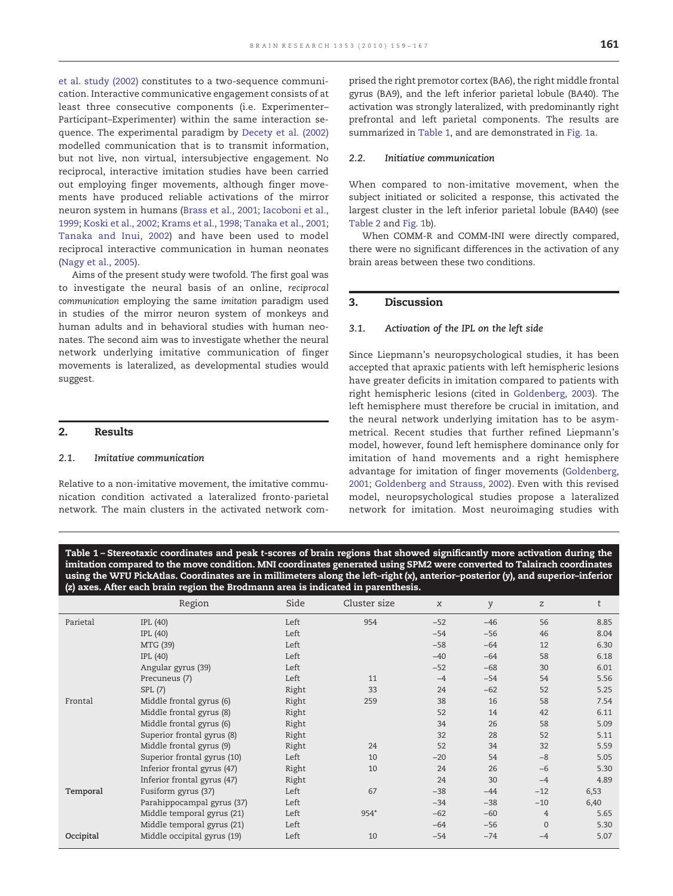et al. study (2002) constitutes to a two-sequence communication. Interactive communicative engagement consists of at least three consecutive components (i.e. Experimenter–Participant–Experimenter) within the same interaction sequence. The experimental paradigm by Decety et al. (2002) modelled communication that is to transmit information, but not live, non virtual, intersubjective engagement. No reciprocal, interactive imitation studies have been carried out employing finger movements, although finger movements have produced reliable activations of the mirror neuron system in humans (Brass et al., 2001; Iacoboni et al., 1999; Koski et al., 2002; Krams et al., 1998; Tanaka et al., 2001; Tanaka and Inui, 2002) and have been used to model reciprocal interactive communication in human neonates (Nagy et al., 2005).

Aims of the present study were twofold. The first goal was to investigate the neural basis of an online, *reciprocal communication* employing the same *imitation* paradigm used in studies of the mirror neuron system of monkeys and human adults and in behavioral studies with human neonates. The second aim was to investigate whether the neural network underlying imitative communication of finger movements is lateralized, as developmental studies would suggest.

## 2. Results

### 2.1. Imitative communication

Relative to a non-imitative movement, the imitative communication condition activated a lateralized fronto-parietal network. The main clusters in the activated network comprised the right premotor cortex (BA6), the right middle frontal gyrus (BA9), and the left inferior parietal lobule (BA40). The activation was strongly lateralized, with predominantly right prefrontal and left parietal components. The results are summarized in Table 1, and are demonstrated in Fig. 1a.

### 2.2. Initiative communication

When compared to non-imitative movement, when the subject initiated or solicited a response, this activated the largest cluster in the left inferior parietal lobule (BA40) (see Table 2 and Fig. 1b).

When COMM-R and COMM-INI were directly compared, there were no significant differences in the activation of any brain areas between these two conditions.

## 3. Discussion

### 3.1. Activation of the IPL on the left side

Since Liepmann's neuropsychological studies, it has been accepted that apraxic patients with left hemispheric lesions have greater deficits in imitation compared to patients with right hemispheric lesions (cited in Goldenberg, 2003). The left hemisphere must therefore be crucial in imitation, and the neural network underlying imitation has to be asymmetrical. Recent studies that further refined Liepmann's model, however, found left hemisphere dominance only for imitation of hand movements and a right hemisphere advantage for imitation of finger movements (Goldenberg, 2001; Goldenberg and Strauss, 2002). Even with this revised model, neuropsychological studies propose a lateralized network for imitation. Most neuroimaging studies with

**Table 1 – Stereotaxic coordinates and peak *t*-scores of brain regions that showed significantly more activation during the imitation compared to the move condition. MNI coordinates generated using SPM2 were converted to Talairach coordinates using the WFU PickAtlas. Coordinates are in millimeters along the left–right (*x*), anterior–posterior (*y*), and superior–inferior (*z*) axes. After each brain region the Brodmann area is indicated in parenthesis.**

| | Region | Side | Cluster size | x | y | z | t |
|---|---|---|---|---|---|---|---|
| Parietal | IPL (40) | Left | 954 | −52 | −46 | 56 | 8.85 |
| | IPL (40) | Left | | −54 | −56 | 46 | 8.04 |
| | MTG (39) | Left | | −58 | −64 | 12 | 6.30 |
| | IPL (40) | Left | | −40 | −64 | 58 | 6.18 |
| | Angular gyrus (39) | Left | | −52 | −68 | 30 | 6.01 |
| | Precuneus (7) | Left | 11 | −4 | −54 | 54 | 5.56 |
| | SPL (7) | Right | 33 | 24 | −62 | 52 | 5.25 |
| Frontal | Middle frontal gyrus (6) | Right | 259 | 38 | 16 | 58 | 7.54 |
| | Middle frontal gyrus (8) | Right | | 52 | 14 | 42 | 6.11 |
| | Middle frontal gyrus (6) | Right | | 34 | 26 | 58 | 5.09 |
| | Superior frontal gyrus (8) | Right | | 32 | 28 | 52 | 5.11 |
| | Middle frontal gyrus (9) | Right | 24 | 52 | 34 | 32 | 5.59 |
| | Superior frontal gyrus (10) | Left | 10 | −20 | 54 | −8 | 5.05 |
| | Inferior frontal gyrus (47) | Right | 10 | 24 | 26 | −6 | 5.30 |
| | Inferior frontal gyrus (47) | Right | | 24 | 30 | −4 | 4.89 |
| **Temporal** | Fusiform gyrus (37) | Left | 67 | −38 | −44 | −12 | 6,53 |
| | Parahippocampal gyrus (37) | Left | | −34 | −38 | −10 | 6,40 |
| | Middle temporal gyrus (21) | Left | 954* | −62 | −60 | 4 | 5.65 |
| | Middle temporal gyrus (21) | Left | | −64 | −56 | 0 | 5.30 |
| **Occipital** | Middle occipital gyrus (19) | Left | 10 | −54 | −74 | −4 | 5.07 |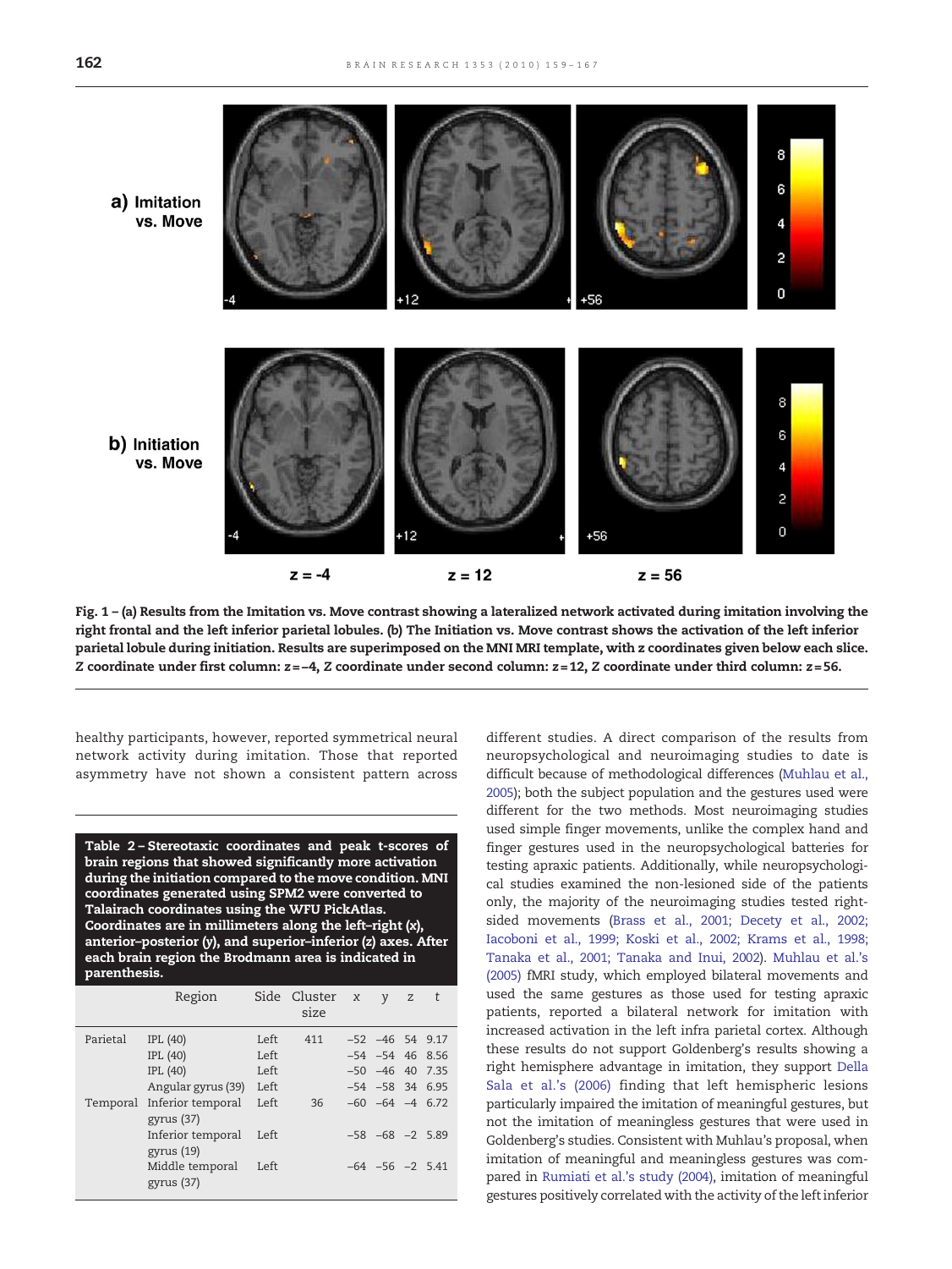Fig. 1 – (a) Results from the Imitation vs. Move contrast showing a lateralized network activated during imitation involving the right frontal and the left inferior parietal lobules. (b) The Initiation vs. Move contrast shows the activation of the left inferior parietal lobule during initiation. Results are superimposed on the MNI MRI template, with z coordinates given below each slice. Z coordinate under first column: z=−4, Z coordinate under second column: z=12, Z coordinate under third column: z=56.

healthy participants, however, reported symmetrical neural network activity during imitation. Those that reported asymmetry have not shown a consistent pattern across different studies. A direct comparison of the results from neuropsychological and neuroimaging studies to date is difficult because of methodological differences (Muhlau et al., 2005); both the subject population and the gestures used were different for the two methods. Most neuroimaging studies used simple finger movements, unlike the complex hand and finger gestures used in the neuropsychological batteries for testing apraxic patients. Additionally, while neuropsychological studies examined the non-lesioned side of the patients only, the majority of the neuroimaging studies tested right-sided movements (Brass et al., 2001; Decety et al., 2002; Iacoboni et al., 1999; Koski et al., 2002; Krams et al., 1998; Tanaka et al., 2001; Tanaka and Inui, 2002). Muhlau et al.'s (2005) fMRI study, which employed bilateral movements and used the same gestures as those used for testing apraxic patients, reported a bilateral network for imitation with increased activation in the left infra parietal cortex. Although these results do not support Goldenberg's results showing a right hemisphere advantage in imitation, they support Della Sala et al.'s (2006) finding that left hemispheric lesions particularly impaired the imitation of meaningful gestures, but not the imitation of meaningless gestures that were used in Goldenberg's studies. Consistent with Muhlau's proposal, when imitation of meaningful and meaningless gestures was compared in Rumiati et al.'s study (2004), imitation of meaningful gestures positively correlated with the activity of the left inferior

**Table 2 – Stereotaxic coordinates and peak t-scores of brain regions that showed significantly more activation during the initiation compared to the move condition. MNI coordinates generated using SPM2 were converted to Talairach coordinates using the WFU PickAtlas. Coordinates are in millimeters along the left–right (x), anterior–posterior (y), and superior–inferior (z) axes. After each brain region the Brodmann area is indicated in parenthesis.**

| | Region | Side | Cluster size | x | y | z | t |
|---|---|---|---|---|---|---|---|
| Parietal | IPL (40) | Left | 411 | −52 | −46 | 54 | 9.17 |
| | IPL (40) | Left | | −54 | −54 | 46 | 8.56 |
| | IPL (40) | Left | | −50 | −46 | 40 | 7.35 |
| | Angular gyrus (39) | Left | | −54 | −58 | 34 | 6.95 |
| Temporal | Inferior temporal gyrus (37) | Left | 36 | −60 | −64 | −4 | 6.72 |
| | Inferior temporal gyrus (19) | Left | | −58 | −68 | −2 | 5.89 |
| | Middle temporal gyrus (37) | Left | | −64 | −56 | −2 | 5.41 |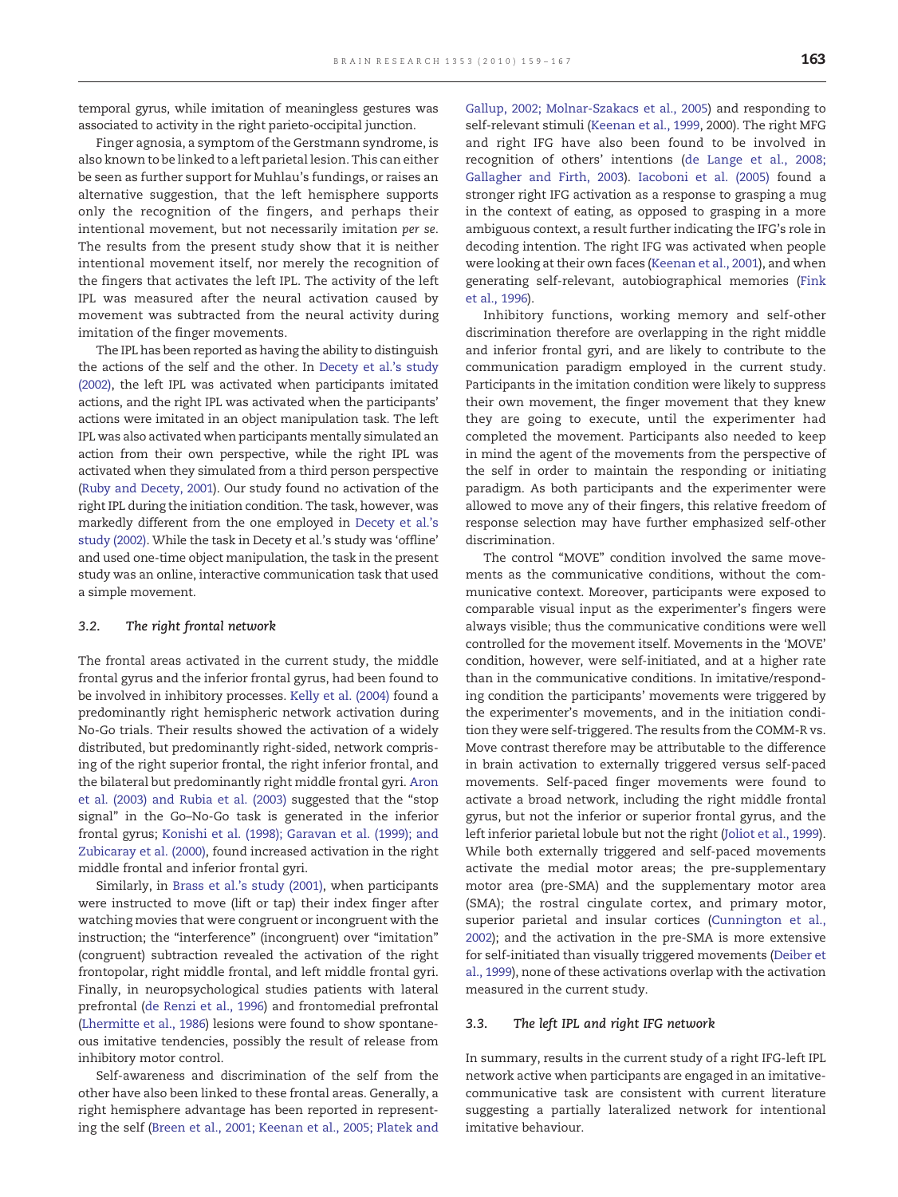temporal gyrus, while imitation of meaningless gestures was associated to activity in the right parieto-occipital junction.

Finger agnosia, a symptom of the Gerstmann syndrome, is also known to be linked to a left parietal lesion. This can either be seen as further support for Muhlau's fundings, or raises an alternative suggestion, that the left hemisphere supports only the recognition of the fingers, and perhaps their intentional movement, but not necessarily imitation *per se*. The results from the present study show that it is neither intentional movement itself, nor merely the recognition of the fingers that activates the left IPL. The activity of the left IPL was measured after the neural activation caused by movement was subtracted from the neural activity during imitation of the finger movements.

The IPL has been reported as having the ability to distinguish the actions of the self and the other. In Decety et al.'s study (2002), the left IPL was activated when participants imitated actions, and the right IPL was activated when the participants' actions were imitated in an object manipulation task. The left IPL was also activated when participants mentally simulated an action from their own perspective, while the right IPL was activated when they simulated from a third person perspective (Ruby and Decety, 2001). Our study found no activation of the right IPL during the initiation condition. The task, however, was markedly different from the one employed in Decety et al.'s study (2002). While the task in Decety et al.'s study was 'offline' and used one-time object manipulation, the task in the present study was an online, interactive communication task that used a simple movement.

### 3.2. The right frontal network

The frontal areas activated in the current study, the middle frontal gyrus and the inferior frontal gyrus, had been found to be involved in inhibitory processes. Kelly et al. (2004) found a predominantly right hemispheric network activation during No-Go trials. Their results showed the activation of a widely distributed, but predominantly right-sided, network comprising of the right superior frontal, the right inferior frontal, and the bilateral but predominantly right middle frontal gyri. Aron et al. (2003) and Rubia et al. (2003) suggested that the "stop signal" in the Go–No-Go task is generated in the inferior frontal gyrus; Konishi et al. (1998); Garavan et al. (1999); and Zubicaray et al. (2000), found increased activation in the right middle frontal and inferior frontal gyri.

Similarly, in Brass et al.'s study (2001), when participants were instructed to move (lift or tap) their index finger after watching movies that were congruent or incongruent with the instruction; the "interference" (incongruent) over "imitation" (congruent) subtraction revealed the activation of the right frontopolar, right middle frontal, and left middle frontal gyri. Finally, in neuropsychological studies patients with lateral prefrontal (de Renzi et al., 1996) and frontomedial prefrontal (Lhermitte et al., 1986) lesions were found to show spontaneous imitative tendencies, possibly the result of release from inhibitory motor control.

Self-awareness and discrimination of the self from the other have also been linked to these frontal areas. Generally, a right hemisphere advantage has been reported in representing the self (Breen et al., 2001; Keenan et al., 2005; Platek and Gallup, 2002; Molnar-Szakacs et al., 2005) and responding to self-relevant stimuli (Keenan et al., 1999, 2000). The right MFG and right IFG have also been found to be involved in recognition of others' intentions (de Lange et al., 2008; Gallagher and Firth, 2003). Iacoboni et al. (2005) found a stronger right IFG activation as a response to grasping a mug in the context of eating, as opposed to grasping in a more ambiguous context, a result further indicating the IFG's role in decoding intention. The right IFG was activated when people were looking at their own faces (Keenan et al., 2001), and when generating self-relevant, autobiographical memories (Fink et al., 1996).

Inhibitory functions, working memory and self-other discrimination therefore are overlapping in the right middle and inferior frontal gyri, and are likely to contribute to the communication paradigm employed in the current study. Participants in the imitation condition were likely to suppress their own movement, the finger movement that they knew they are going to execute, until the experimenter had completed the movement. Participants also needed to keep in mind the agent of the movements from the perspective of the self in order to maintain the responding or initiating paradigm. As both participants and the experimenter were allowed to move any of their fingers, this relative freedom of response selection may have further emphasized self-other discrimination.

The control "MOVE" condition involved the same movements as the communicative conditions, without the communicative context. Moreover, participants were exposed to comparable visual input as the experimenter's fingers were always visible; thus the communicative conditions were well controlled for the movement itself. Movements in the 'MOVE' condition, however, were self-initiated, and at a higher rate than in the communicative conditions. In imitative/responding condition the participants' movements were triggered by the experimenter's movements, and in the initiation condition they were self-triggered. The results from the COMM-R vs. Move contrast therefore may be attributable to the difference in brain activation to externally triggered versus self-paced movements. Self-paced finger movements were found to activate a broad network, including the right middle frontal gyrus, but not the inferior or superior frontal gyrus, and the left inferior parietal lobule but not the right (Joliot et al., 1999). While both externally triggered and self-paced movements activate the medial motor areas; the pre-supplementary motor area (pre-SMA) and the supplementary motor area (SMA); the rostral cingulate cortex, and primary motor, superior parietal and insular cortices (Cunnington et al., 2002); and the activation in the pre-SMA is more extensive for self-initiated than visually triggered movements (Deiber et al., 1999), none of these activations overlap with the activation measured in the current study.

### 3.3. The left IPL and right IFG network

In summary, results in the current study of a right IFG-left IPL network active when participants are engaged in an imitative-communicative task are consistent with current literature suggesting a partially lateralized network for intentional imitative behaviour.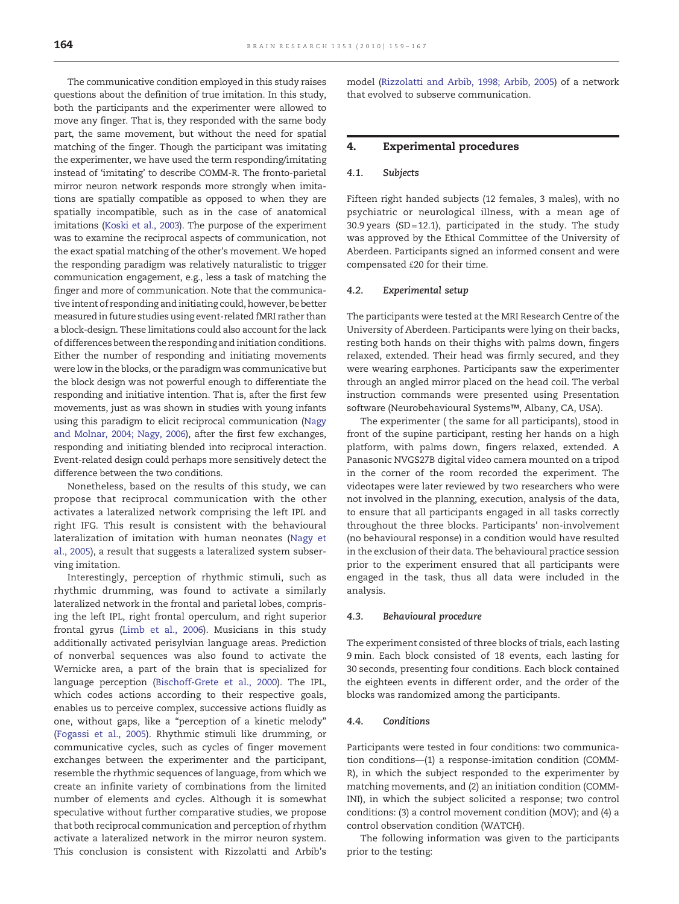The communicative condition employed in this study raises questions about the definition of true imitation. In this study, both the participants and the experimenter were allowed to move any finger. That is, they responded with the same body part, the same movement, but without the need for spatial matching of the finger. Though the participant was imitating the experimenter, we have used the term responding/imitating instead of 'imitating' to describe COMM-R. The fronto-parietal mirror neuron network responds more strongly when imitations are spatially compatible as opposed to when they are spatially incompatible, such as in the case of anatomical imitations (Koski et al., 2003). The purpose of the experiment was to examine the reciprocal aspects of communication, not the exact spatial matching of the other's movement. We hoped the responding paradigm was relatively naturalistic to trigger communication engagement, e.g., less a task of matching the finger and more of communication. Note that the communicative intent of responding and initiating could, however, be better measured in future studies using event-related fMRI rather than a block-design. These limitations could also account for the lack of differences between the responding and initiation conditions. Either the number of responding and initiating movements were low in the blocks, or the paradigm was communicative but the block design was not powerful enough to differentiate the responding and initiative intention. That is, after the first few movements, just as was shown in studies with young infants using this paradigm to elicit reciprocal communication (Nagy and Molnar, 2004; Nagy, 2006), after the first few exchanges, responding and initiating blended into reciprocal interaction. Event-related design could perhaps more sensitively detect the difference between the two conditions.

Nonetheless, based on the results of this study, we can propose that reciprocal communication with the other activates a lateralized network comprising the left IPL and right IFG. This result is consistent with the behavioural lateralization of imitation with human neonates (Nagy et al., 2005), a result that suggests a lateralized system subserving imitation.

Interestingly, perception of rhythmic stimuli, such as rhythmic drumming, was found to activate a similarly lateralized network in the frontal and parietal lobes, comprising the left IPL, right frontal operculum, and right superior frontal gyrus (Limb et al., 2006). Musicians in this study additionally activated perisylvian language areas. Prediction of nonverbal sequences was also found to activate the Wernicke area, a part of the brain that is specialized for language perception (Bischoff-Grete et al., 2000). The IPL, which codes actions according to their respective goals, enables us to perceive complex, successive actions fluidly as one, without gaps, like a "perception of a kinetic melody" (Fogassi et al., 2005). Rhythmic stimuli like drumming, or communicative cycles, such as cycles of finger movement exchanges between the experimenter and the participant, resemble the rhythmic sequences of language, from which we create an infinite variety of combinations from the limited number of elements and cycles. Although it is somewhat speculative without further comparative studies, we propose that both reciprocal communication and perception of rhythm activate a lateralized network in the mirror neuron system. This conclusion is consistent with Rizzolatti and Arbib's model (Rizzolatti and Arbib, 1998; Arbib, 2005) of a network that evolved to subserve communication.

## 4. Experimental procedures

### 4.1. Subjects

Fifteen right handed subjects (12 females, 3 males), with no psychiatric or neurological illness, with a mean age of 30.9 years (SD = 12.1), participated in the study. The study was approved by the Ethical Committee of the University of Aberdeen. Participants signed an informed consent and were compensated £20 for their time.

### 4.2. Experimental setup

The participants were tested at the MRI Research Centre of the University of Aberdeen. Participants were lying on their backs, resting both hands on their thighs with palms down, fingers relaxed, extended. Their head was firmly secured, and they were wearing earphones. Participants saw the experimenter through an angled mirror placed on the head coil. The verbal instruction commands were presented using Presentation software (Neurobehavioural Systems™, Albany, CA, USA).

The experimenter ( the same for all participants), stood in front of the supine participant, resting her hands on a high platform, with palms down, fingers relaxed, extended. A Panasonic NVGS27B digital video camera mounted on a tripod in the corner of the room recorded the experiment. The videotapes were later reviewed by two researchers who were not involved in the planning, execution, analysis of the data, to ensure that all participants engaged in all tasks correctly throughout the three blocks. Participants' non-involvement (no behavioural response) in a condition would have resulted in the exclusion of their data. The behavioural practice session prior to the experiment ensured that all participants were engaged in the task, thus all data were included in the analysis.

### 4.3. Behavioural procedure

The experiment consisted of three blocks of trials, each lasting 9 min. Each block consisted of 18 events, each lasting for 30 seconds, presenting four conditions. Each block contained the eighteen events in different order, and the order of the blocks was randomized among the participants.

### 4.4. Conditions

Participants were tested in four conditions: two communication conditions—(1) a response-imitation condition (COMM-R), in which the subject responded to the experimenter by matching movements, and (2) an initiation condition (COMM-INI), in which the subject solicited a response; two control conditions: (3) a control movement condition (MOV); and (4) a control observation condition (WATCH).

The following information was given to the participants prior to the testing: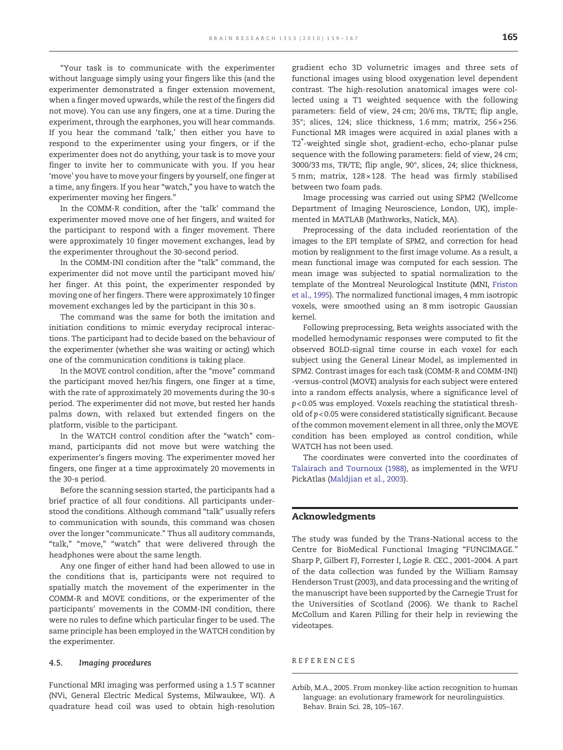"Your task is to communicate with the experimenter without language simply using your fingers like this (and the experimenter demonstrated a finger extension movement, when a finger moved upwards, while the rest of the fingers did not move). You can use any fingers, one at a time. During the experiment, through the earphones, you will hear commands. If you hear the command 'talk,' then either you have to respond to the experimenter using your fingers, or if the experimenter does not do anything, your task is to move your finger to invite her to communicate with you. If you hear 'move' you have to move your fingers by yourself, one finger at a time, any fingers. If you hear "watch," you have to watch the experimenter moving her fingers."

In the COMM-R condition, after the 'talk' command the experimenter moved move one of her fingers, and waited for the participant to respond with a finger movement. There were approximately 10 finger movement exchanges, lead by the experimenter throughout the 30-second period.

In the COMM-INI condition after the "talk" command, the experimenter did not move until the participant moved his/her finger. At this point, the experimenter responded by moving one of her fingers. There were approximately 10 finger movement exchanges led by the participant in this 30 s.

The command was the same for both the imitation and initiation conditions to mimic everyday reciprocal interactions. The participant had to decide based on the behaviour of the experimenter (whether she was waiting or acting) which one of the communication conditions is taking place.

In the MOVE control condition, after the "move" command the participant moved her/his fingers, one finger at a time, with the rate of approximately 20 movements during the 30-s period. The experimenter did not move, but rested her hands palms down, with relaxed but extended fingers on the platform, visible to the participant.

In the WATCH control condition after the "watch" command, participants did not move but were watching the experimenter's fingers moving. The experimenter moved her fingers, one finger at a time approximately 20 movements in the 30-s period.

Before the scanning session started, the participants had a brief practice of all four conditions. All participants understood the conditions. Although command "talk" usually refers to communication with sounds, this command was chosen over the longer "communicate." Thus all auditory commands, "talk," "move," "watch" that were delivered through the headphones were about the same length.

Any one finger of either hand had been allowed to use in the conditions that is, participants were not required to spatially match the movement of the experimenter in the COMM-R and MOVE conditions, or the experimenter of the participants' movements in the COMM-INI condition, there were no rules to define which particular finger to be used. The same principle has been employed in the WATCH condition by the experimenter.

### 4.5. Imaging procedures

Functional MRI imaging was performed using a 1.5 T scanner (NVi, General Electric Medical Systems, Milwaukee, WI). A quadrature head coil was used to obtain high-resolution gradient echo 3D volumetric images and three sets of functional images using blood oxygenation level dependent contrast. The high-resolution anatomical images were collected using a T1 weighted sequence with the following parameters: field of view, 24 cm; 20/6 ms, TR/TE; flip angle, 35°; slices, 124; slice thickness, 1.6 mm; matrix, 256×256. Functional MR images were acquired in axial planes with a $T2^*$-weighted single shot, gradient-echo, echo-planar pulse sequence with the following parameters: field of view, 24 cm; 3000/33 ms, TR/TE; flip angle, 90°, slices, 24; slice thickness, 5 mm; matrix, 128×128. The head was firmly stabilised between two foam pads.

Image processing was carried out using SPM2 (Wellcome Department of Imaging Neuroscience, London, UK), implemented in MATLAB (Mathworks, Natick, MA).

Preprocessing of the data included reorientation of the images to the EPI template of SPM2, and correction for head motion by realignment to the first image volume. As a result, a mean functional image was computed for each session. The mean image was subjected to spatial normalization to the template of the Montreal Neurological Institute (MNI, Friston et al., 1995). The normalized functional images, 4 mm isotropic voxels, were smoothed using an 8 mm isotropic Gaussian kernel.

Following preprocessing, Beta weights associated with the modelled hemodynamic responses were computed to fit the observed BOLD-signal time course in each voxel for each subject using the General Linear Model, as implemented in SPM2. Contrast images for each task (COMM-R and COMM-INI) -versus-control (MOVE) analysis for each subject were entered into a random effects analysis, where a significance level of $p<0.05$ was employed. Voxels reaching the statistical threshold of $p<0.05$ were considered statistically significant. Because of the common movement element in all three, only the MOVE condition has been employed as control condition, while WATCH has not been used.

The coordinates were converted into the coordinates of Talairach and Tournoux (1988), as implemented in the WFU PickAtlas (Maldjian et al., 2003).

## Acknowledgments

The study was funded by the Trans-National access to the Centre for BioMedical Functional Imaging "FUNCIMAGE." Sharp P, Gilbert FJ, Forrester I, Logie R. CEC., 2001–2004. A part of the data collection was funded by the William Ramsay Henderson Trust (2003), and data processing and the writing of the manuscript have been supported by the Carnegie Trust for the Universities of Scotland (2006). We thank to Rachel McCollum and Karen Pilling for their help in reviewing the videotapes.

## REFERENCES

Arbib, M.A., 2005. From monkey-like action recognition to human language: an evolutionary framework for neurolinguistics. Behav. Brain Sci. 28, 105–167.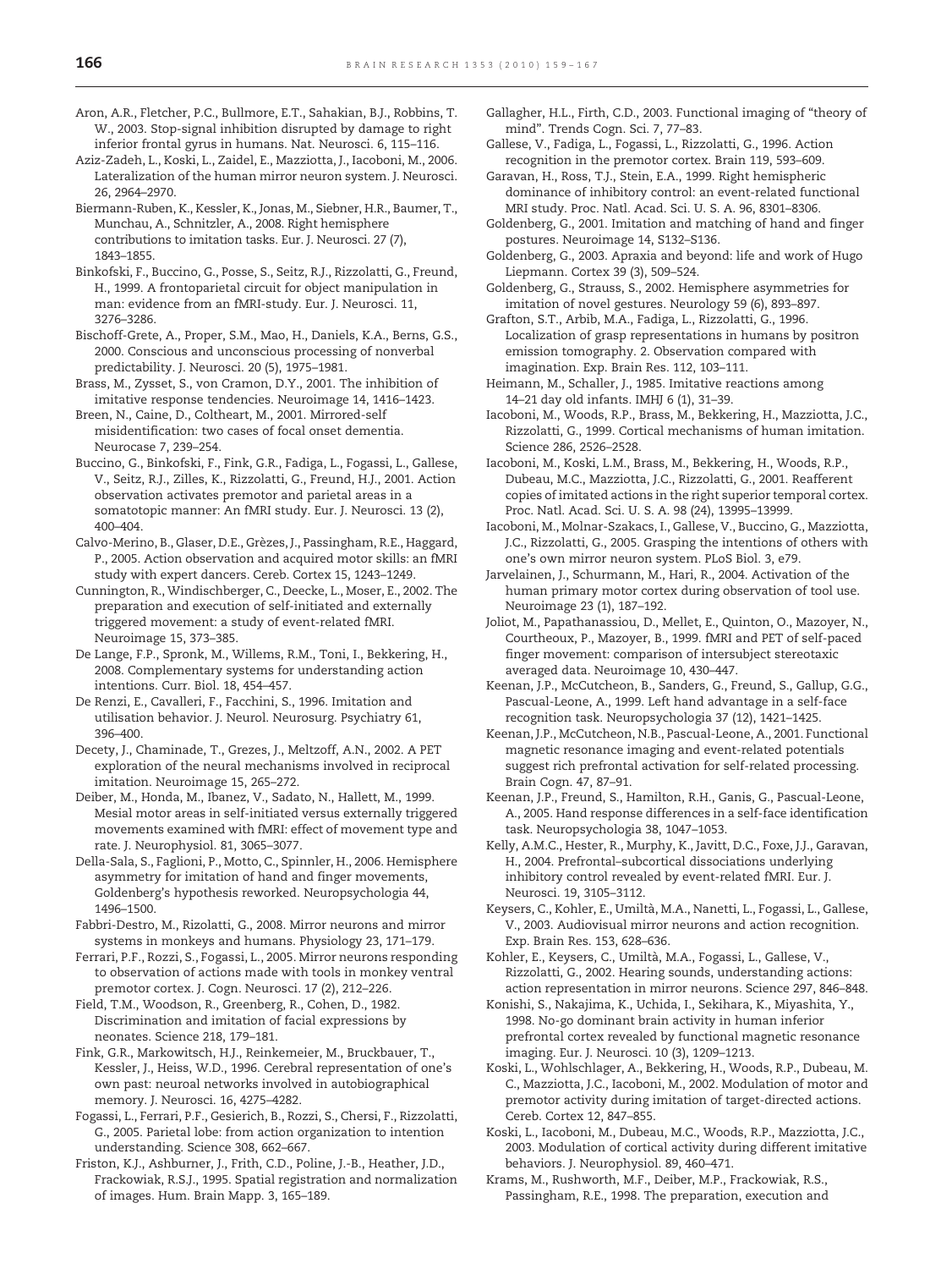Aron, A.R., Fletcher, P.C., Bullmore, E.T., Sahakian, B.J., Robbins, T. W., 2003. Stop-signal inhibition disrupted by damage to right inferior frontal gyrus in humans. Nat. Neurosci. 6, 115–116.

Aziz-Zadeh, L., Koski, L., Zaidel, E., Mazziotta, J., Iacoboni, M., 2006. Lateralization of the human mirror neuron system. J. Neurosci. 26, 2964–2970.

Biermann-Ruben, K., Kessler, K., Jonas, M., Siebner, H.R., Baumer, T., Munchau, A., Schnitzler, A., 2008. Right hemisphere contributions to imitation tasks. Eur. J. Neurosci. 27 (7), 1843–1855.

Binkofski, F., Buccino, G., Posse, S., Seitz, R.J., Rizzolatti, G., Freund, H., 1999. A frontoparietal circuit for object manipulation in man: evidence from an fMRI-study. Eur. J. Neurosci. 11, 3276–3286.

Bischoff-Grete, A., Proper, S.M., Mao, H., Daniels, K.A., Berns, G.S., 2000. Conscious and unconscious processing of nonverbal predictability. J. Neurosci. 20 (5), 1975–1981.

Brass, M., Zysset, S., von Cramon, D.Y., 2001. The inhibition of imitative response tendencies. Neuroimage 14, 1416–1423.

Breen, N., Caine, D., Coltheart, M., 2001. Mirrored-self misidentification: two cases of focal onset dementia. Neurocase 7, 239–254.

Buccino, G., Binkofski, F., Fink, G.R., Fadiga, L., Fogassi, L., Gallese, V., Seitz, R.J., Zilles, K., Rizzolatti, G., Freund, H.J., 2001. Action observation activates premotor and parietal areas in a somatotopic manner: An fMRI study. Eur. J. Neurosci. 13 (2), 400–404.

Calvo-Merino, B., Glaser, D.E., Grèzes, J., Passingham, R.E., Haggard, P., 2005. Action observation and acquired motor skills: an fMRI study with expert dancers. Cereb. Cortex 15, 1243–1249.

Cunnington, R., Windischberger, C., Deecke, L., Moser, E., 2002. The preparation and execution of self-initiated and externally triggered movement: a study of event-related fMRI. Neuroimage 15, 373–385.

De Lange, F.P., Spronk, M., Willems, R.M., Toni, I., Bekkering, H., 2008. Complementary systems for understanding action intentions. Curr. Biol. 18, 454–457.

De Renzi, E., Cavalleri, F., Facchini, S., 1996. Imitation and utilisation behavior. J. Neurol. Neurosurg. Psychiatry 61, 396–400.

Decety, J., Chaminade, T., Grezes, J., Meltzoff, A.N., 2002. A PET exploration of the neural mechanisms involved in reciprocal imitation. Neuroimage 15, 265–272.

Deiber, M., Honda, M., Ibanez, V., Sadato, N., Hallett, M., 1999. Mesial motor areas in self-initiated versus externally triggered movements examined with fMRI: effect of movement type and rate. J. Neurophysiol. 81, 3065–3077.

Della-Sala, S., Faglioni, P., Motto, C., Spinnler, H., 2006. Hemisphere asymmetry for imitation of hand and finger movements, Goldenberg's hypothesis reworked. Neuropsychologia 44, 1496–1500.

Fabbri-Destro, M., Rizolatti, G., 2008. Mirror neurons and mirror systems in monkeys and humans. Physiology 23, 171–179.

Ferrari, P.F., Rozzi, S., Fogassi, L., 2005. Mirror neurons responding to observation of actions made with tools in monkey ventral premotor cortex. J. Cogn. Neurosci. 17 (2), 212–226.

Field, T.M., Woodson, R., Greenberg, R., Cohen, D., 1982. Discrimination and imitation of facial expressions by neonates. Science 218, 179–181.

Fink, G.R., Markowitsch, H.J., Reinkemeier, M., Bruckbauer, T., Kessler, J., Heiss, W.D., 1996. Cerebral representation of one's own past: neuroal networks involved in autobiographical memory. J. Neurosci. 16, 4275–4282.

Fogassi, L., Ferrari, P.F., Gesierich, B., Rozzi, S., Chersi, F., Rizzolatti, G., 2005. Parietal lobe: from action organization to intention understanding. Science 308, 662–667.

Friston, K.J., Ashburner, J., Frith, C.D., Poline, J.-B., Heather, J.D., Frackowiak, R.S.J., 1995. Spatial registration and normalization of images. Hum. Brain Mapp. 3, 165–189.

Gallagher, H.L., Firth, C.D., 2003. Functional imaging of "theory of mind". Trends Cogn. Sci. 7, 77–83.

Gallese, V., Fadiga, L., Fogassi, L., Rizzolatti, G., 1996. Action recognition in the premotor cortex. Brain 119, 593–609.

Garavan, H., Ross, T.J., Stein, E.A., 1999. Right hemispheric dominance of inhibitory control: an event-related functional MRI study. Proc. Natl. Acad. Sci. U. S. A. 96, 8301–8306.

Goldenberg, G., 2001. Imitation and matching of hand and finger postures. Neuroimage 14, S132–S136.

Goldenberg, G., 2003. Apraxia and beyond: life and work of Hugo Liepmann. Cortex 39 (3), 509–524.

Goldenberg, G., Strauss, S., 2002. Hemisphere asymmetries for imitation of novel gestures. Neurology 59 (6), 893–897.

Grafton, S.T., Arbib, M.A., Fadiga, L., Rizzolatti, G., 1996. Localization of grasp representations in humans by positron emission tomography. 2. Observation compared with imagination. Exp. Brain Res. 112, 103–111.

Heimann, M., Schaller, J., 1985. Imitative reactions among 14–21 day old infants. IMHJ 6 (1), 31–39.

Iacoboni, M., Woods, R.P., Brass, M., Bekkering, H., Mazziotta, J.C., Rizzolatti, G., 1999. Cortical mechanisms of human imitation. Science 286, 2526–2528.

Iacoboni, M., Koski, L.M., Brass, M., Bekkering, H., Woods, R.P., Dubeau, M.C., Mazziotta, J.C., Rizzolatti, G., 2001. Reafferent copies of imitated actions in the right superior temporal cortex. Proc. Natl. Acad. Sci. U. S. A. 98 (24), 13995–13999.

Iacoboni, M., Molnar-Szakacs, I., Gallese, V., Buccino, G., Mazziotta, J.C., Rizzolatti, G., 2005. Grasping the intentions of others with one's own mirror neuron system. PLoS Biol. 3, e79.

Jarvelainen, J., Schurmann, M., Hari, R., 2004. Activation of the human primary motor cortex during observation of tool use. Neuroimage 23 (1), 187–192.

Joliot, M., Papathanassiou, D., Mellet, E., Quinton, O., Mazoyer, N., Courtheoux, P., Mazoyer, B., 1999. fMRI and PET of self-paced finger movement: comparison of intersubject stereotaxic averaged data. Neuroimage 10, 430–447.

Keenan, J.P., McCutcheon, B., Sanders, G., Freund, S., Gallup, G.G., Pascual-Leone, A., 1999. Left hand advantage in a self-face recognition task. Neuropsychologia 37 (12), 1421–1425.

Keenan, J.P., McCutcheon, N.B., Pascual-Leone, A., 2001. Functional magnetic resonance imaging and event-related potentials suggest rich prefrontal activation for self-related processing. Brain Cogn. 47, 87–91.

Keenan, J.P., Freund, S., Hamilton, R.H., Ganis, G., Pascual-Leone, A., 2005. Hand response differences in a self-face identification task. Neuropsychologia 38, 1047–1053.

Kelly, A.M.C., Hester, R., Murphy, K., Javitt, D.C., Foxe, J.J., Garavan, H., 2004. Prefrontal–subcortical dissociations underlying inhibitory control revealed by event-related fMRI. Eur. J. Neurosci. 19, 3105–3112.

Keysers, C., Kohler, E., Umiltà, M.A., Nanetti, L., Fogassi, L., Gallese, V., 2003. Audiovisual mirror neurons and action recognition. Exp. Brain Res. 153, 628–636.

Kohler, E., Keysers, C., Umiltà, M.A., Fogassi, L., Gallese, V., Rizzolatti, G., 2002. Hearing sounds, understanding actions: action representation in mirror neurons. Science 297, 846–848.

Konishi, S., Nakajima, K., Uchida, I., Sekihara, K., Miyashita, Y., 1998. No-go dominant brain activity in human inferior prefrontal cortex revealed by functional magnetic resonance imaging. Eur. J. Neurosci. 10 (3), 1209–1213.

Koski, L., Wohlschlager, A., Bekkering, H., Woods, R.P., Dubeau, M. C., Mazziotta, J.C., Iacoboni, M., 2002. Modulation of motor and premotor activity during imitation of target-directed actions. Cereb. Cortex 12, 847–855.

Koski, L., Iacoboni, M., Dubeau, M.C., Woods, R.P., Mazziotta, J.C., 2003. Modulation of cortical activity during different imitative behaviors. J. Neurophysiol. 89, 460–471.

Krams, M., Rushworth, M.F., Deiber, M.P., Frackowiak, R.S., Passingham, R.E., 1998. The preparation, execution and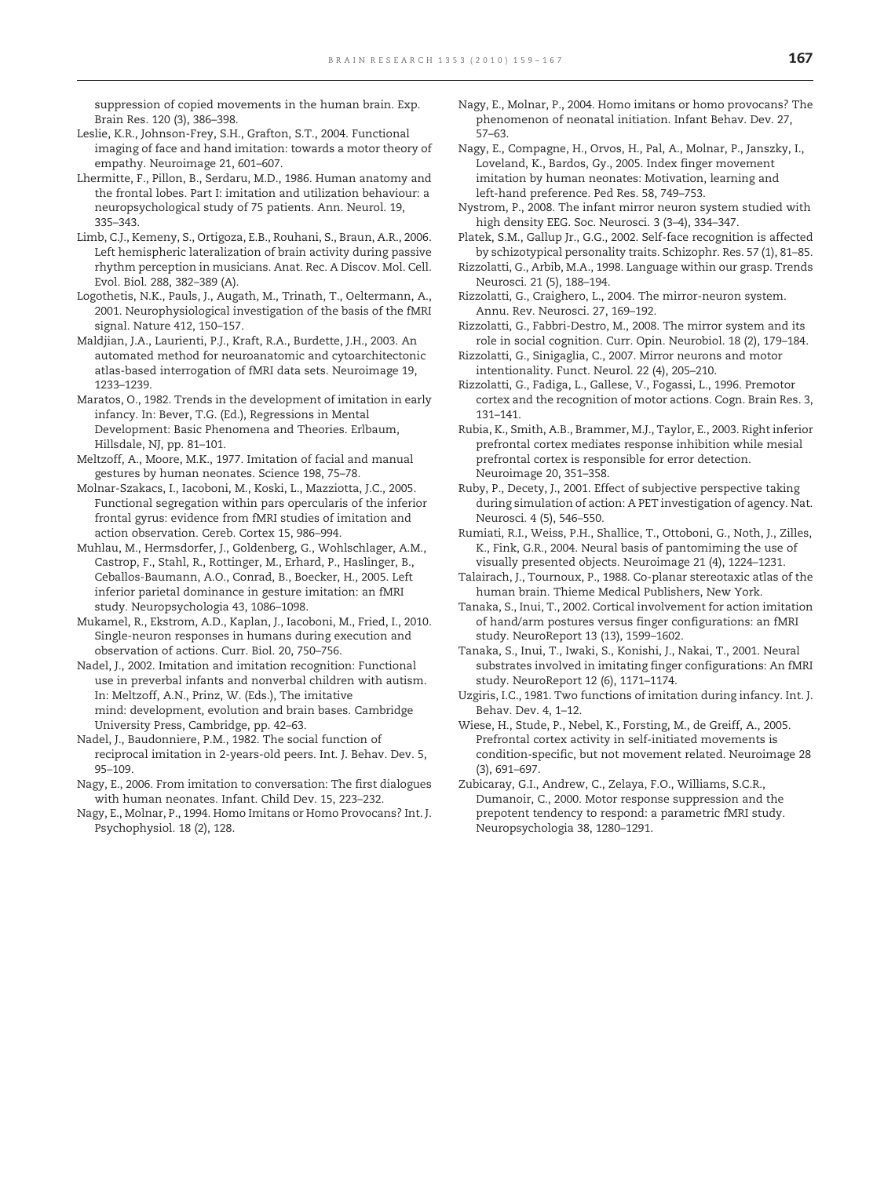suppression of copied movements in the human brain. Exp. Brain Res. 120 (3), 386–398.

Leslie, K.R., Johnson-Frey, S.H., Grafton, S.T., 2004. Functional imaging of face and hand imitation: towards a motor theory of empathy. Neuroimage 21, 601–607.

Lhermitte, F., Pillon, B., Serdaru, M.D., 1986. Human anatomy and the frontal lobes. Part I: imitation and utilization behaviour: a neuropsychological study of 75 patients. Ann. Neurol. 19, 335–343.

Limb, C.J., Kemeny, S., Ortigoza, E.B., Rouhani, S., Braun, A.R., 2006. Left hemispheric lateralization of brain activity during passive rhythm perception in musicians. Anat. Rec. A Discov. Mol. Cell. Evol. Biol. 288, 382–389 (A).

Logothetis, N.K., Pauls, J., Augath, M., Trinath, T., Oeltermann, A., 2001. Neurophysiological investigation of the basis of the fMRI signal. Nature 412, 150–157.

Maldjian, J.A., Laurienti, P.J., Kraft, R.A., Burdette, J.H., 2003. An automated method for neuroanatomic and cytoarchitectonic atlas-based interrogation of fMRI data sets. Neuroimage 19, 1233–1239.

Maratos, O., 1982. Trends in the development of imitation in early infancy. In: Bever, T.G. (Ed.), Regressions in Mental Development: Basic Phenomena and Theories. Erlbaum, Hillsdale, NJ, pp. 81–101.

Meltzoff, A., Moore, M.K., 1977. Imitation of facial and manual gestures by human neonates. Science 198, 75–78.

Molnar-Szakacs, I., Iacoboni, M., Koski, L., Mazziotta, J.C., 2005. Functional segregation within pars opercularis of the inferior frontal gyrus: evidence from fMRI studies of imitation and action observation. Cereb. Cortex 15, 986–994.

Muhlau, M., Hermsdorfer, J., Goldenberg, G., Wohlschlager, A.M., Castrop, F., Stahl, R., Rottinger, M., Erhard, P., Haslinger, B., Ceballos-Baumann, A.O., Conrad, B., Boecker, H., 2005. Left inferior parietal dominance in gesture imitation: an fMRI study. Neuropsychologia 43, 1086–1098.

Mukamel, R., Ekstrom, A.D., Kaplan, J., Iacoboni, M., Fried, I., 2010. Single-neuron responses in humans during execution and observation of actions. Curr. Biol. 20, 750–756.

Nadel, J., 2002. Imitation and imitation recognition: Functional use in preverbal infants and nonverbal children with autism. In: Meltzoff, A.N., Prinz, W. (Eds.), The imitative mind: development, evolution and brain bases. Cambridge University Press, Cambridge, pp. 42–63.

Nadel, J., Baudonniere, P.M., 1982. The social function of reciprocal imitation in 2-years-old peers. Int. J. Behav. Dev. 5, 95–109.

Nagy, E., 2006. From imitation to conversation: The first dialogues with human neonates. Infant. Child Dev. 15, 223–232.

Nagy, E., Molnar, P., 1994. Homo Imitans or Homo Provocans? Int. J. Psychophysiol. 18 (2), 128.

Nagy, E., Molnar, P., 2004. Homo imitans or homo provocans? The phenomenon of neonatal initiation. Infant Behav. Dev. 27, 57–63.

Nagy, E., Compagne, H., Orvos, H., Pal, A., Molnar, P., Janszky, I., Loveland, K., Bardos, Gy., 2005. Index finger movement imitation by human neonates: Motivation, learning and left-hand preference. Ped Res. 58, 749–753.

Nystrom, P., 2008. The infant mirror neuron system studied with high density EEG. Soc. Neurosci. 3 (3–4), 334–347.

Platek, S.M., Gallup Jr., G.G., 2002. Self-face recognition is affected by schizotypical personality traits. Schizophr. Res. 57 (1), 81–85.

Rizzolatti, G., Arbib, M.A., 1998. Language within our grasp. Trends Neurosci. 21 (5), 188–194.

Rizzolatti, G., Craighero, L., 2004. The mirror-neuron system. Annu. Rev. Neurosci. 27, 169–192.

Rizzolatti, G., Fabbri-Destro, M., 2008. The mirror system and its role in social cognition. Curr. Opin. Neurobiol. 18 (2), 179–184.

Rizzolatti, G., Sinigaglia, C., 2007. Mirror neurons and motor intentionality. Funct. Neurol. 22 (4), 205–210.

Rizzolatti, G., Fadiga, L., Gallese, V., Fogassi, L., 1996. Premotor cortex and the recognition of motor actions. Cogn. Brain Res. 3, 131–141.

Rubia, K., Smith, A.B., Brammer, M.J., Taylor, E., 2003. Right inferior prefrontal cortex mediates response inhibition while mesial prefrontal cortex is responsible for error detection. Neuroimage 20, 351–358.

Ruby, P., Decety, J., 2001. Effect of subjective perspective taking during simulation of action: A PET investigation of agency. Nat. Neurosci. 4 (5), 546–550.

Rumiati, R.I., Weiss, P.H., Shallice, T., Ottoboni, G., Noth, J., Zilles, K., Fink, G.R., 2004. Neural basis of pantomiming the use of visually presented objects. Neuroimage 21 (4), 1224–1231.

Talairach, J., Tournoux, P., 1988. Co-planar stereotaxic atlas of the human brain. Thieme Medical Publishers, New York.

Tanaka, S., Inui, T., 2002. Cortical involvement for action imitation of hand/arm postures versus finger configurations: an fMRI study. NeuroReport 13 (13), 1599–1602.

Tanaka, S., Inui, T., Iwaki, S., Konishi, J., Nakai, T., 2001. Neural substrates involved in imitating finger configurations: An fMRI study. NeuroReport 12 (6), 1171–1174.

Uzgiris, I.C., 1981. Two functions of imitation during infancy. Int. J. Behav. Dev. 4, 1–12.

Wiese, H., Stude, P., Nebel, K., Forsting, M., de Greiff, A., 2005. Prefrontal cortex activity in self-initiated movements is condition-specific, but not movement related. Neuroimage 28 (3), 691–697.

Zubicaray, G.I., Andrew, C., Zelaya, F.O., Williams, S.C.R., Dumanoir, C., 2000. Motor response suppression and the prepotent tendency to respond: a parametric fMRI study. Neuropsychologia 38, 1280–1291.